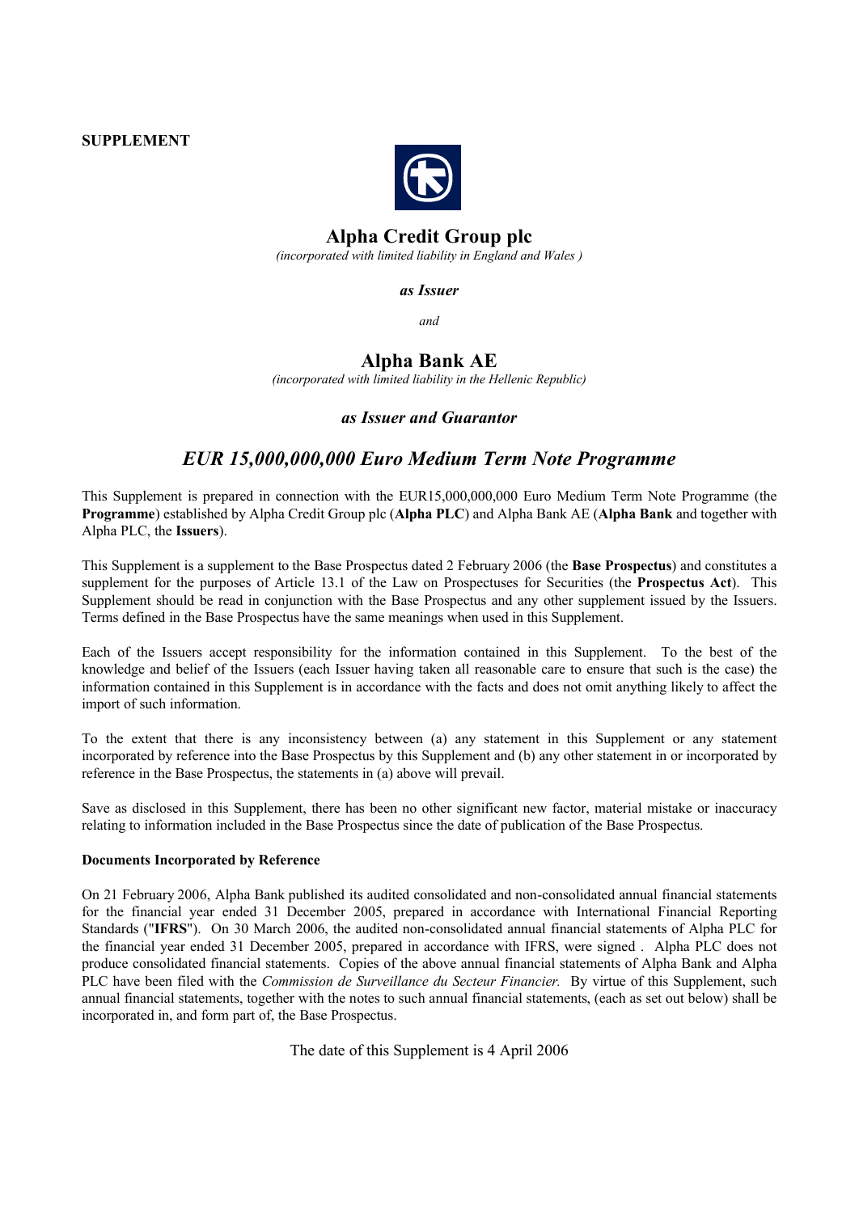**SUPPLEMENT**

# Alpha Credit Group plc

*(incorporated with limited liability in England and Wales )*

***as Issuer***

*and*

# Alpha Bank AE

*(incorporated with limited liability in the Hellenic Republic)*

***as Issuer and Guarantor***

## *EUR 15,000,000,000 Euro Medium Term Note Programme*

This Supplement is prepared in connection with the EUR15,000,000,000 Euro Medium Term Note Programme (the **Programme**) established by Alpha Credit Group plc (**Alpha PLC**) and Alpha Bank AE (**Alpha Bank** and together with Alpha PLC, the **Issuers**).

This Supplement is a supplement to the Base Prospectus dated 2 February 2006 (the **Base Prospectus**) and constitutes a supplement for the purposes of Article 13.1 of the Law on Prospectuses for Securities (the **Prospectus Act**). This Supplement should be read in conjunction with the Base Prospectus and any other supplement issued by the Issuers. Terms defined in the Base Prospectus have the same meanings when used in this Supplement.

Each of the Issuers accept responsibility for the information contained in this Supplement. To the best of the knowledge and belief of the Issuers (each Issuer having taken all reasonable care to ensure that such is the case) the information contained in this Supplement is in accordance with the facts and does not omit anything likely to affect the import of such information.

To the extent that there is any inconsistency between (a) any statement in this Supplement or any statement incorporated by reference into the Base Prospectus by this Supplement and (b) any other statement in or incorporated by reference in the Base Prospectus, the statements in (a) above will prevail.

Save as disclosed in this Supplement, there has been no other significant new factor, material mistake or inaccuracy relating to information included in the Base Prospectus since the date of publication of the Base Prospectus.

**Documents Incorporated by Reference**

On 21 February 2006, Alpha Bank published its audited consolidated and non-consolidated annual financial statements for the financial year ended 31 December 2005, prepared in accordance with International Financial Reporting Standards ("**IFRS**"). On 30 March 2006, the audited non-consolidated annual financial statements of Alpha PLC for the financial year ended 31 December 2005, prepared in accordance with IFRS, were signed . Alpha PLC does not produce consolidated financial statements. Copies of the above annual financial statements of Alpha Bank and Alpha PLC have been filed with the *Commission de Surveillance du Secteur Financier.* By virtue of this Supplement, such annual financial statements, together with the notes to such annual financial statements, (each as set out below) shall be incorporated in, and form part of, the Base Prospectus.

The date of this Supplement is 4 April 2006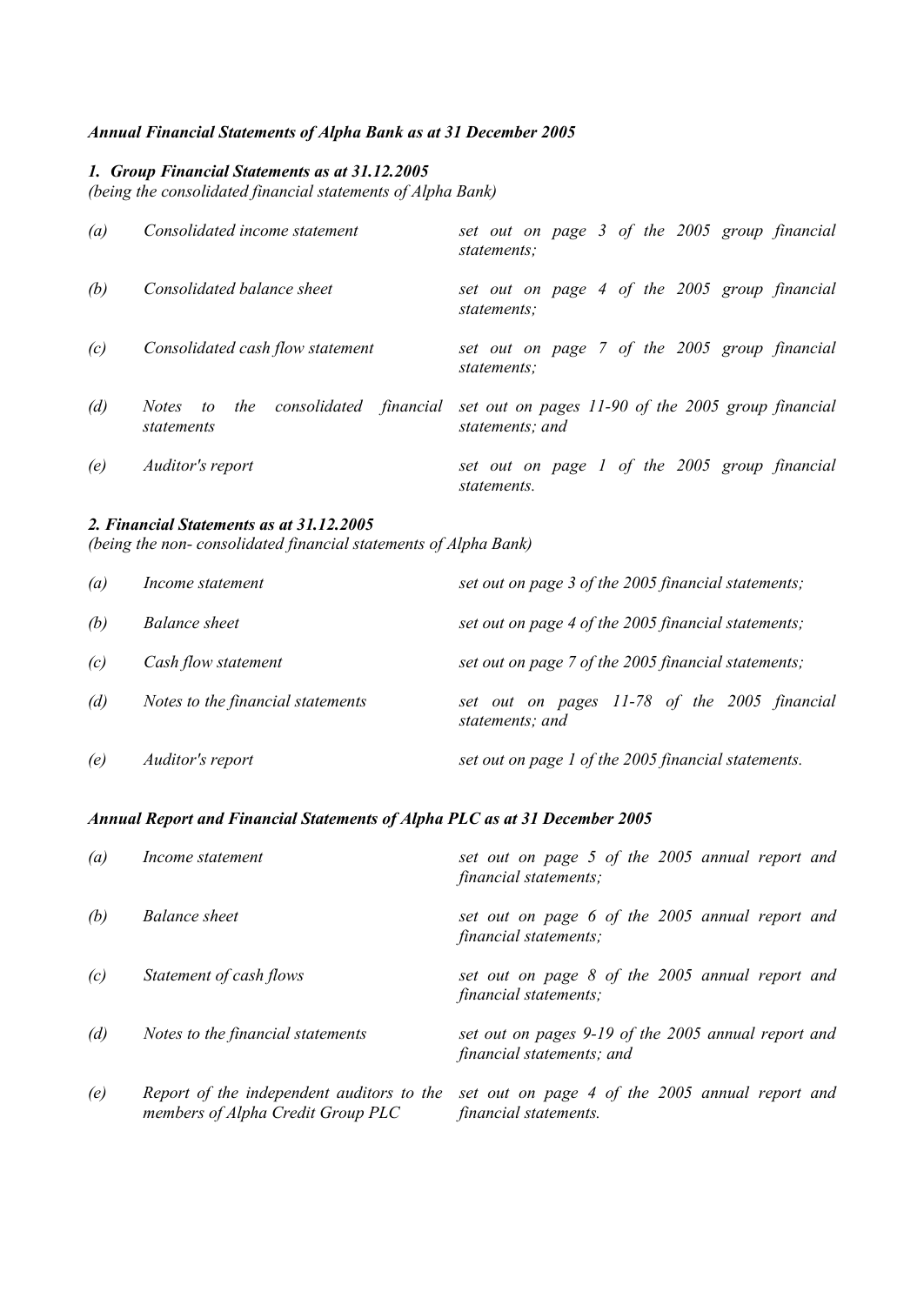***Annual Financial Statements of Alpha Bank as at 31 December 2005***

***1. Group Financial Statements as at 31.12.2005***

*(being the consolidated financial statements of Alpha Bank)*

| | | |
|---|---|---|
| *(a)* | *Consolidated income statement* | *set out on page 3 of the 2005 group financial statements;* |
| *(b)* | *Consolidated balance sheet* | *set out on page 4 of the 2005 group financial statements;* |
| *(c)* | *Consolidated cash flow statement* | *set out on page 7 of the 2005 group financial statements;* |
| *(d)* | *Notes to the consolidated financial statements* | *set out on pages 11-90 of the 2005 group financial statements; and* |
| *(e)* | *Auditor's report* | *set out on page 1 of the 2005 group financial statements.* |

***2. Financial Statements as at 31.12.2005***

*(being the non- consolidated financial statements of Alpha Bank)*

| | | |
|---|---|---|
| *(a)* | *Income statement* | *set out on page 3 of the 2005 financial statements;* |
| *(b)* | *Balance sheet* | *set out on page 4 of the 2005 financial statements;* |
| *(c)* | *Cash flow statement* | *set out on page 7 of the 2005 financial statements;* |
| *(d)* | *Notes to the financial statements* | *set out on pages 11-78 of the 2005 financial statements; and* |
| *(e)* | *Auditor's report* | *set out on page 1 of the 2005 financial statements.* |

***Annual Report and Financial Statements of Alpha PLC as at 31 December 2005***

| | | |
|---|---|---|
| *(a)* | *Income statement* | *set out on page 5 of the 2005 annual report and financial statements;* |
| *(b)* | *Balance sheet* | *set out on page 6 of the 2005 annual report and financial statements;* |
| *(c)* | *Statement of cash flows* | *set out on page 8 of the 2005 annual report and financial statements;* |
| *(d)* | *Notes to the financial statements* | *set out on pages 9-19 of the 2005 annual report and financial statements; and* |
| *(e)* | *Report of the independent auditors to the members of Alpha Credit Group PLC* | *set out on page 4 of the 2005 annual report and financial statements.* |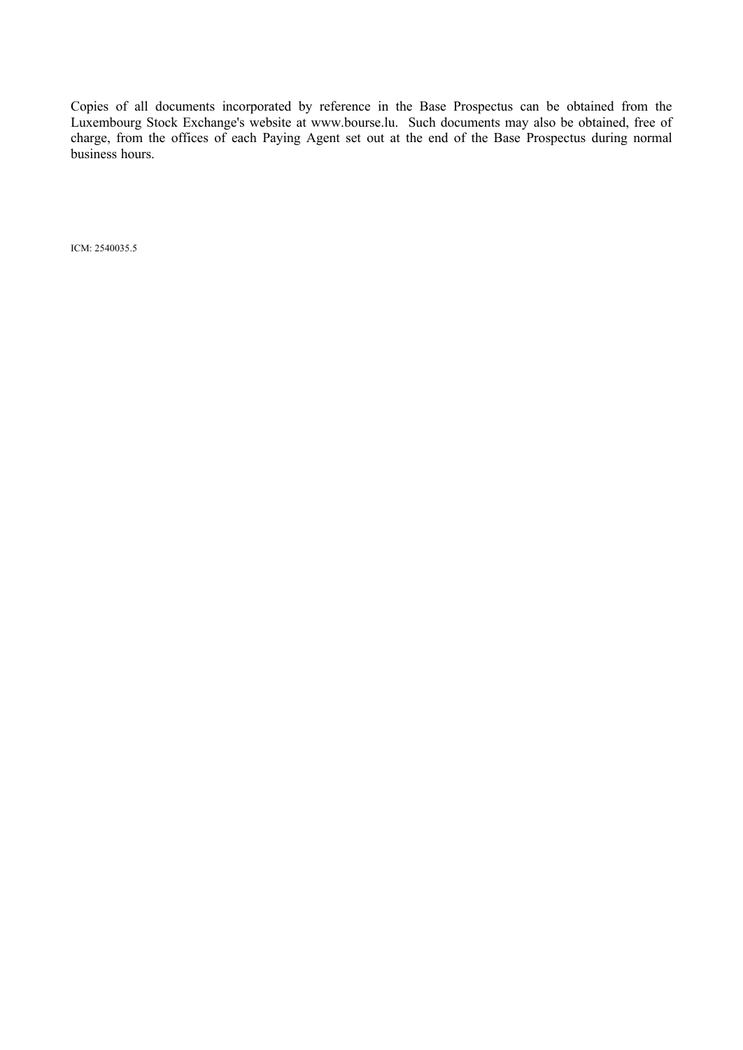Copies of all documents incorporated by reference in the Base Prospectus can be obtained from the Luxembourg Stock Exchange's website at www.bourse.lu. Such documents may also be obtained, free of charge, from the offices of each Paying Agent set out at the end of the Base Prospectus during normal business hours.

ICM: 2540035.5